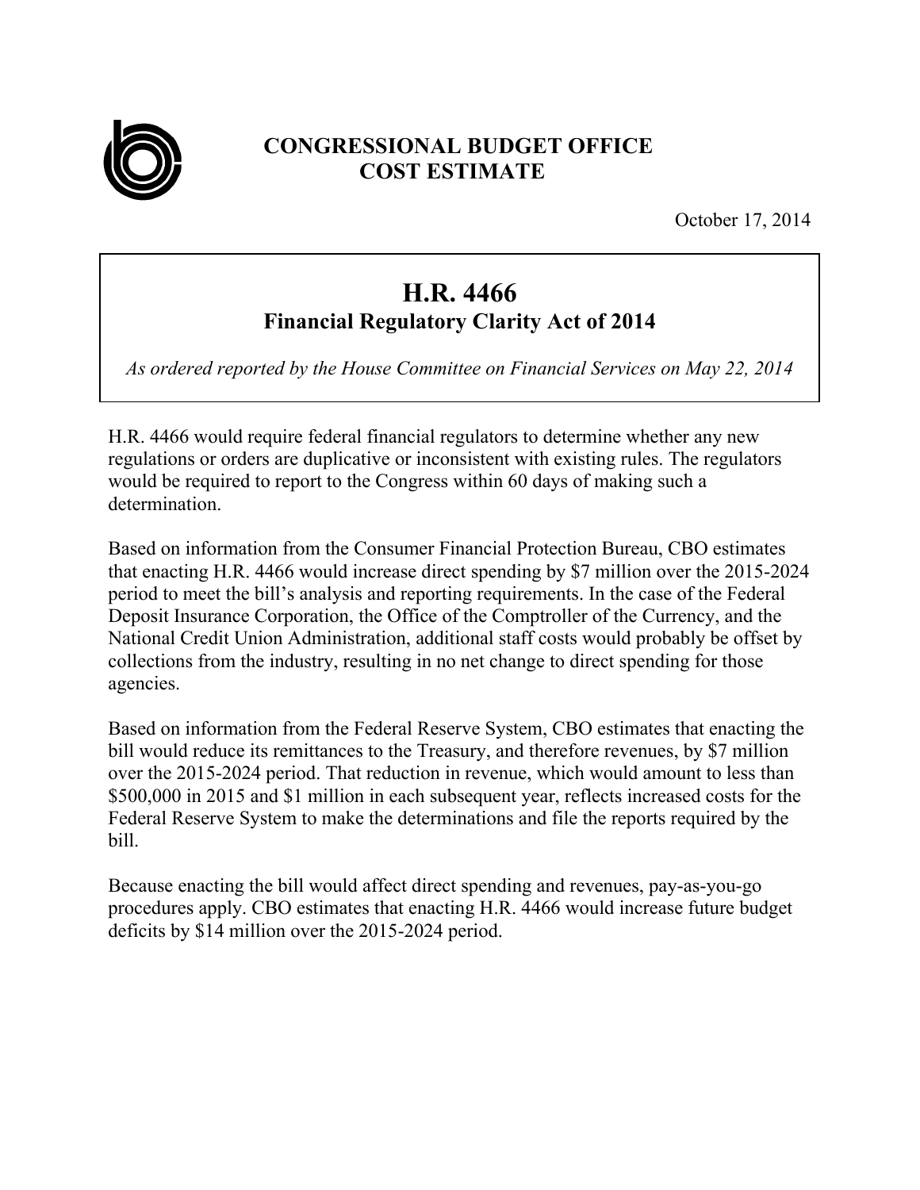# CONGRESSIONAL BUDGET OFFICE
# COST ESTIMATE

October 17, 2014

## H.R. 4466
### Financial Regulatory Clarity Act of 2014

*As ordered reported by the House Committee on Financial Services on May 22, 2014*

H.R. 4466 would require federal financial regulators to determine whether any new regulations or orders are duplicative or inconsistent with existing rules. The regulators would be required to report to the Congress within 60 days of making such a determination.

Based on information from the Consumer Financial Protection Bureau, CBO estimates that enacting H.R. 4466 would increase direct spending by $7 million over the 2015-2024 period to meet the bill's analysis and reporting requirements. In the case of the Federal Deposit Insurance Corporation, the Office of the Comptroller of the Currency, and the National Credit Union Administration, additional staff costs would probably be offset by collections from the industry, resulting in no net change to direct spending for those agencies.

Based on information from the Federal Reserve System, CBO estimates that enacting the bill would reduce its remittances to the Treasury, and therefore revenues, by $7 million over the 2015-2024 period. That reduction in revenue, which would amount to less than $500,000 in 2015 and $1 million in each subsequent year, reflects increased costs for the Federal Reserve System to make the determinations and file the reports required by the bill.

Because enacting the bill would affect direct spending and revenues, pay-as-you-go procedures apply. CBO estimates that enacting H.R. 4466 would increase future budget deficits by $14 million over the 2015-2024 period.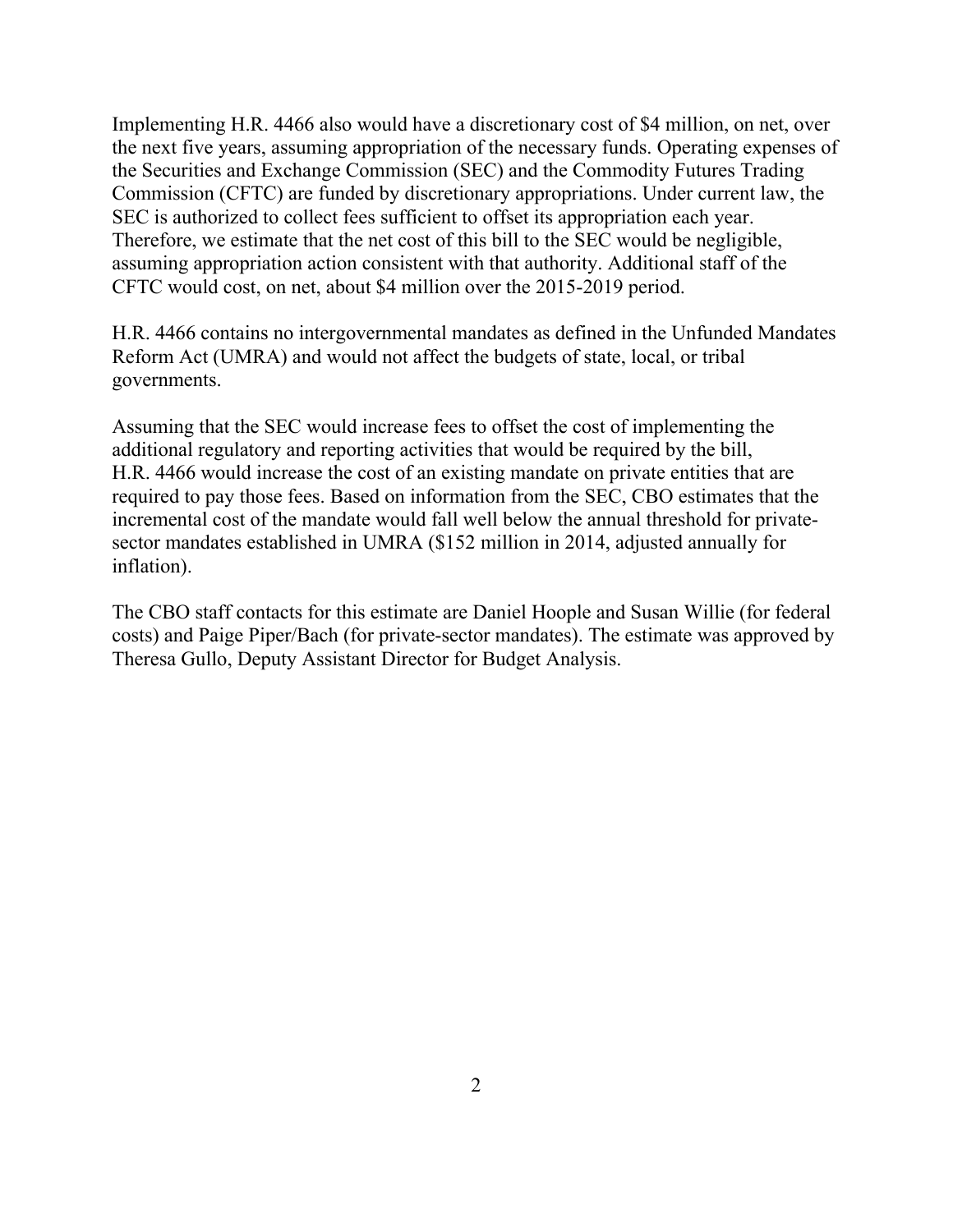Implementing H.R. 4466 also would have a discretionary cost of $4 million, on net, over the next five years, assuming appropriation of the necessary funds. Operating expenses of the Securities and Exchange Commission (SEC) and the Commodity Futures Trading Commission (CFTC) are funded by discretionary appropriations. Under current law, the SEC is authorized to collect fees sufficient to offset its appropriation each year. Therefore, we estimate that the net cost of this bill to the SEC would be negligible, assuming appropriation action consistent with that authority. Additional staff of the CFTC would cost, on net, about $4 million over the 2015-2019 period.

H.R. 4466 contains no intergovernmental mandates as defined in the Unfunded Mandates Reform Act (UMRA) and would not affect the budgets of state, local, or tribal governments.

Assuming that the SEC would increase fees to offset the cost of implementing the additional regulatory and reporting activities that would be required by the bill, H.R. 4466 would increase the cost of an existing mandate on private entities that are required to pay those fees. Based on information from the SEC, CBO estimates that the incremental cost of the mandate would fall well below the annual threshold for private-sector mandates established in UMRA ($152 million in 2014, adjusted annually for inflation).

The CBO staff contacts for this estimate are Daniel Hoople and Susan Willie (for federal costs) and Paige Piper/Bach (for private-sector mandates). The estimate was approved by Theresa Gullo, Deputy Assistant Director for Budget Analysis.